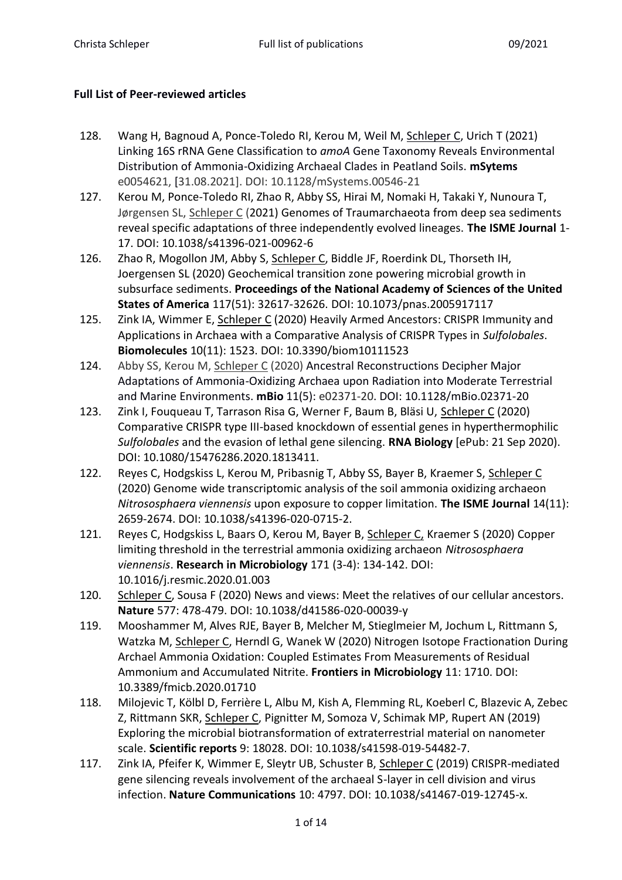**Full List of Peer-reviewed articles**

128. Wang H, Bagnoud A, Ponce-Toledo RI, Kerou M, Weil M, Schleper C, Urich T (2021) Linking 16S rRNA Gene Classification to *amoA* Gene Taxonomy Reveals Environmental Distribution of Ammonia-Oxidizing Archaeal Clades in Peatland Soils. **mSytems** e0054621, [31.08.2021]. DOI: 10.1128/mSystems.00546-21
127. Kerou M, Ponce-Toledo RI, Zhao R, Abby SS, Hirai M, Nomaki H, Takaki Y, Nunoura T, Jørgensen SL, Schleper C (2021) Genomes of Traumarchaeota from deep sea sediments reveal specific adaptations of three independently evolved lineages. **The ISME Journal** 1-17. DOI: 10.1038/s41396-021-00962-6
126. Zhao R, Mogollon JM, Abby S, Schleper C, Biddle JF, Roerdink DL, Thorseth IH, Joergensen SL (2020) Geochemical transition zone powering microbial growth in subsurface sediments. **Proceedings of the National Academy of Sciences of the United States of America** 117(51): 32617-32626. DOI: 10.1073/pnas.2005917117
125. Zink IA, Wimmer E, Schleper C (2020) Heavily Armed Ancestors: CRISPR Immunity and Applications in Archaea with a Comparative Analysis of CRISPR Types in *Sulfolobales*. **Biomolecules** 10(11): 1523. DOI: 10.3390/biom10111523
124. Abby SS, Kerou M, Schleper C (2020) Ancestral Reconstructions Decipher Major Adaptations of Ammonia-Oxidizing Archaea upon Radiation into Moderate Terrestrial and Marine Environments. **mBio** 11(5): e02371-20. DOI: 10.1128/mBio.02371-20
123. Zink I, Fouqueau T, Tarrason Risa G, Werner F, Baum B, Bläsi U, Schleper C (2020) Comparative CRISPR type III-based knockdown of essential genes in hyperthermophilic *Sulfolobales* and the evasion of lethal gene silencing. **RNA Biology** [ePub: 21 Sep 2020). DOI: 10.1080/15476286.2020.1813411.
122. Reyes C, Hodgskiss L, Kerou M, Pribasnig T, Abby SS, Bayer B, Kraemer S, Schleper C (2020) Genome wide transcriptomic analysis of the soil ammonia oxidizing archaeon *Nitrososphaera viennensis* upon exposure to copper limitation. **The ISME Journal** 14(11): 2659-2674. DOI: 10.1038/s41396-020-0715-2.
121. Reyes C, Hodgskiss L, Baars O, Kerou M, Bayer B, Schleper C, Kraemer S (2020) Copper limiting threshold in the terrestrial ammonia oxidizing archaeon *Nitrososphaera viennensis*. **Research in Microbiology** 171 (3-4): 134-142. DOI: 10.1016/j.resmic.2020.01.003
120. Schleper C, Sousa F (2020) News and views: Meet the relatives of our cellular ancestors. **Nature** 577: 478-479. DOI: 10.1038/d41586-020-00039-y
119. Mooshammer M, Alves RJE, Bayer B, Melcher M, Stieglmeier M, Jochum L, Rittmann S, Watzka M, Schleper C, Herndl G, Wanek W (2020) Nitrogen Isotope Fractionation During Archael Ammonia Oxidation: Coupled Estimates From Measurements of Residual Ammonium and Accumulated Nitrite. **Frontiers in Microbiology** 11: 1710. DOI: 10.3389/fmicb.2020.01710
118. Milojevic T, Kölbl D, Ferrière L, Albu M, Kish A, Flemming RL, Koeberl C, Blazevic A, Zebec Z, Rittmann SKR, Schleper C, Pignitter M, Somoza V, Schimak MP, Rupert AN (2019) Exploring the microbial biotransformation of extraterrestrial material on nanometer scale. **Scientific reports** 9: 18028. DOI: 10.1038/s41598-019-54482-7.
117. Zink IA, Pfeifer K, Wimmer E, Sleytr UB, Schuster B, Schleper C (2019) CRISPR-mediated gene silencing reveals involvement of the archaeal S-layer in cell division and virus infection. **Nature Communications** 10: 4797. DOI: 10.1038/s41467-019-12745-x.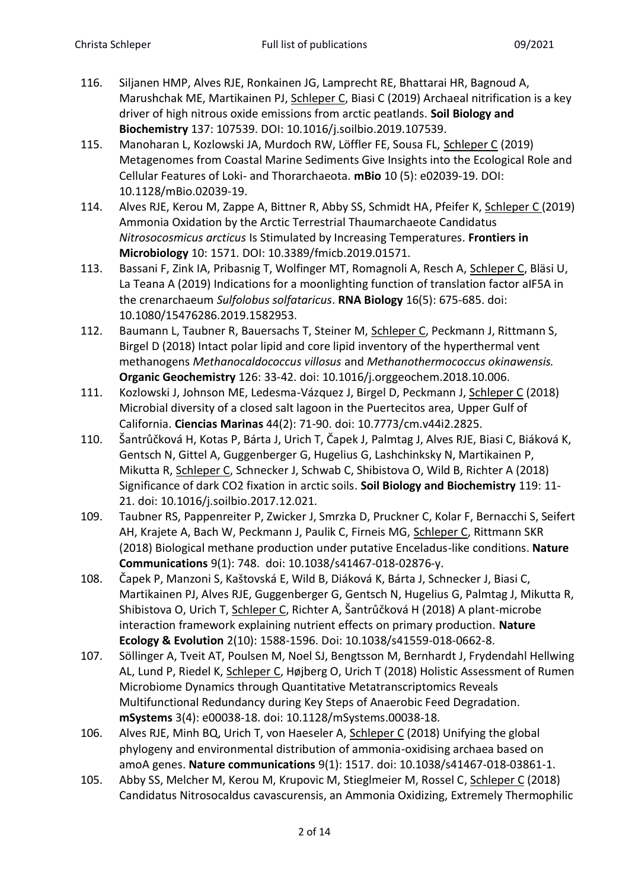116. Siljanen HMP, Alves RJE, Ronkainen JG, Lamprecht RE, Bhattarai HR, Bagnoud A, Marushchak ME, Martikainen PJ, Schleper C, Biasi C (2019) Archaeal nitrification is a key driver of high nitrous oxide emissions from arctic peatlands. **Soil Biology and Biochemistry** 137: 107539. DOI: 10.1016/j.soilbio.2019.107539.
115. Manoharan L, Kozlowski JA, Murdoch RW, Löffler FE, Sousa FL, Schleper C (2019) Metagenomes from Coastal Marine Sediments Give Insights into the Ecological Role and Cellular Features of Loki- and Thorarchaeota. **mBio** 10 (5): e02039-19. DOI: 10.1128/mBio.02039-19.
114. Alves RJE, Kerou M, Zappe A, Bittner R, Abby SS, Schmidt HA, Pfeifer K, Schleper C (2019) Ammonia Oxidation by the Arctic Terrestrial Thaumarchaeote Candidatus *Nitrosocosmicus arcticus* Is Stimulated by Increasing Temperatures. **Frontiers in Microbiology** 10: 1571. DOI: 10.3389/fmicb.2019.01571.
113. Bassani F, Zink IA, Pribasnig T, Wolfinger MT, Romagnoli A, Resch A, Schleper C, Bläsi U, La Teana A (2019) Indications for a moonlighting function of translation factor aIF5A in the crenarchaeum *Sulfolobus solfataricus*. **RNA Biology** 16(5): 675-685. doi: 10.1080/15476286.2019.1582953.
112. Baumann L, Taubner R, Bauersachs T, Steiner M, Schleper C, Peckmann J, Rittmann S, Birgel D (2018) Intact polar lipid and core lipid inventory of the hyperthermal vent methanogens *Methanocaldococcus villosus* and *Methanothermococcus okinawensis.* **Organic Geochemistry** 126: 33-42. doi: 10.1016/j.orggeochem.2018.10.006.
111. Kozlowski J, Johnson ME, Ledesma-Vázquez J, Birgel D, Peckmann J, Schleper C (2018) Microbial diversity of a closed salt lagoon in the Puertecitos area, Upper Gulf of California. **Ciencias Marinas** 44(2): 71-90. doi: 10.7773/cm.v44i2.2825.
110. Šantrůčková H, Kotas P, Bárta J, Urich T, Čapek J, Palmtag J, Alves RJE, Biasi C, Biáková K, Gentsch N, Gittel A, Guggenberger G, Hugelius G, Lashchinksky N, Martikainen P, Mikutta R, Schleper C, Schnecker J, Schwab C, Shibistova O, Wild B, Richter A (2018) Significance of dark CO2 fixation in arctic soils. **Soil Biology and Biochemistry** 119: 11-21. doi: 10.1016/j.soilbio.2017.12.021.
109. Taubner RS, Pappenreiter P, Zwicker J, Smrzka D, Pruckner C, Kolar F, Bernacchi S, Seifert AH, Krajete A, Bach W, Peckmann J, Paulik C, Firneis MG, Schleper C, Rittmann SKR (2018) Biological methane production under putative Enceladus-like conditions. **Nature Communications** 9(1): 748. doi: 10.1038/s41467-018-02876-y.
108. Čapek P, Manzoni S, Kaštovská E, Wild B, Diáková K, Bárta J, Schnecker J, Biasi C, Martikainen PJ, Alves RJE, Guggenberger G, Gentsch N, Hugelius G, Palmtag J, Mikutta R, Shibistova O, Urich T, Schleper C, Richter A, Šantrůčková H (2018) A plant-microbe interaction framework explaining nutrient effects on primary production. **Nature Ecology & Evolution** 2(10): 1588-1596. Doi: 10.1038/s41559-018-0662-8.
107. Söllinger A, Tveit AT, Poulsen M, Noel SJ, Bengtsson M, Bernhardt J, Frydendahl Hellwing AL, Lund P, Riedel K, Schleper C, Højberg O, Urich T (2018) Holistic Assessment of Rumen Microbiome Dynamics through Quantitative Metatranscriptomics Reveals Multifunctional Redundancy during Key Steps of Anaerobic Feed Degradation. **mSystems** 3(4): e00038-18. doi: 10.1128/mSystems.00038-18.
106. Alves RJE, Minh BQ, Urich T, von Haeseler A, Schleper C (2018) Unifying the global phylogeny and environmental distribution of ammonia-oxidising archaea based on amoA genes. **Nature communications** 9(1): 1517. doi: 10.1038/s41467-018-03861-1.
105. Abby SS, Melcher M, Kerou M, Krupovic M, Stieglmeier M, Rossel C, Schleper C (2018) Candidatus Nitrosocaldus cavascurensis, an Ammonia Oxidizing, Extremely Thermophilic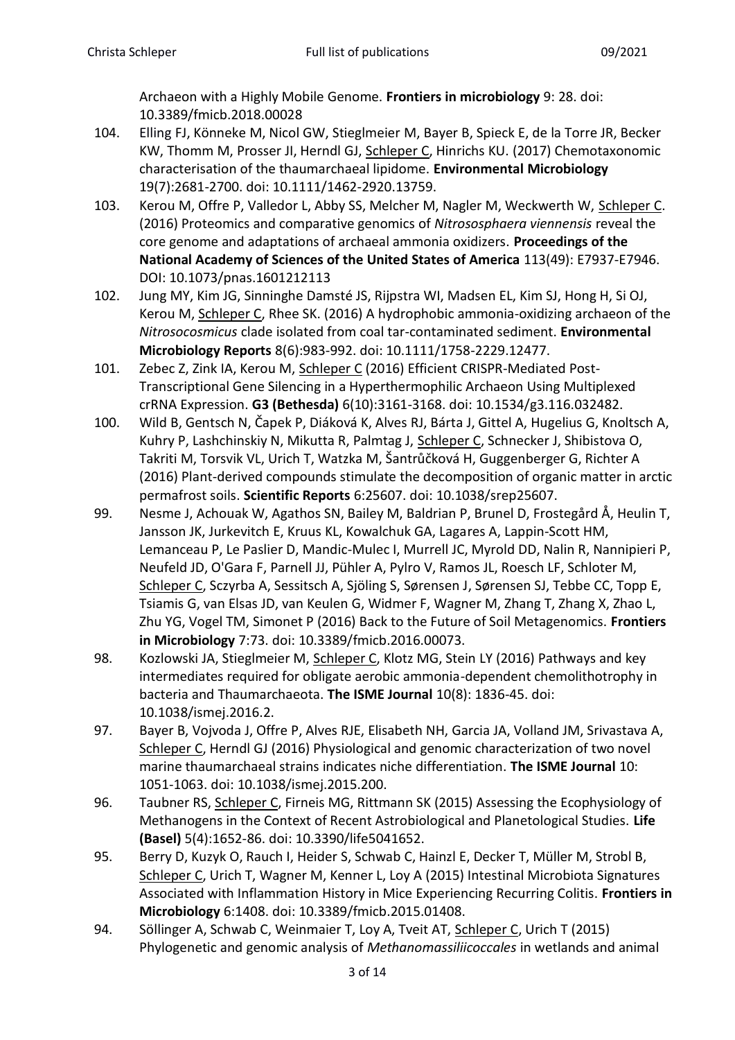Archaeon with a Highly Mobile Genome. **Frontiers in microbiology** 9: 28. doi: 10.3389/fmicb.2018.00028

104. Elling FJ, Könneke M, Nicol GW, Stieglmeier M, Bayer B, Spieck E, de la Torre JR, Becker KW, Thomm M, Prosser JI, Herndl GJ, Schleper C, Hinrichs KU. (2017) Chemotaxonomic characterisation of the thaumarchaeal lipidome. **Environmental Microbiology** 19(7):2681-2700. doi: 10.1111/1462-2920.13759.
103. Kerou M, Offre P, Valledor L, Abby SS, Melcher M, Nagler M, Weckwerth W, Schleper C. (2016) Proteomics and comparative genomics of *Nitrososphaera viennensis* reveal the core genome and adaptations of archaeal ammonia oxidizers. **Proceedings of the National Academy of Sciences of the United States of America** 113(49): E7937-E7946. DOI: 10.1073/pnas.1601212113
102. Jung MY, Kim JG, Sinninghe Damsté JS, Rijpstra WI, Madsen EL, Kim SJ, Hong H, Si OJ, Kerou M, Schleper C, Rhee SK. (2016) A hydrophobic ammonia-oxidizing archaeon of the *Nitrosocosmicus* clade isolated from coal tar-contaminated sediment. **Environmental Microbiology Reports** 8(6):983-992. doi: 10.1111/1758-2229.12477.
101. Zebec Z, Zink IA, Kerou M, Schleper C (2016) Efficient CRISPR-Mediated Post-Transcriptional Gene Silencing in a Hyperthermophilic Archaeon Using Multiplexed crRNA Expression. **G3 (Bethesda)** 6(10):3161-3168. doi: 10.1534/g3.116.032482.
100. Wild B, Gentsch N, Čapek P, Diáková K, Alves RJ, Bárta J, Gittel A, Hugelius G, Knoltsch A, Kuhry P, Lashchinskiy N, Mikutta R, Palmtag J, Schleper C, Schnecker J, Shibistova O, Takriti M, Torsvik VL, Urich T, Watzka M, Šantrůčková H, Guggenberger G, Richter A (2016) Plant-derived compounds stimulate the decomposition of organic matter in arctic permafrost soils. **Scientific Reports** 6:25607. doi: 10.1038/srep25607.
99. Nesme J, Achouak W, Agathos SN, Bailey M, Baldrian P, Brunel D, Frostegård Å, Heulin T, Jansson JK, Jurkevitch E, Kruus KL, Kowalchuk GA, Lagares A, Lappin-Scott HM, Lemanceau P, Le Paslier D, Mandic-Mulec I, Murrell JC, Myrold DD, Nalin R, Nannipieri P, Neufeld JD, O'Gara F, Parnell JJ, Pühler A, Pylro V, Ramos JL, Roesch LF, Schloter M, Schleper C, Sczyrba A, Sessitsch A, Sjöling S, Sørensen J, Sørensen SJ, Tebbe CC, Topp E, Tsiamis G, van Elsas JD, van Keulen G, Widmer F, Wagner M, Zhang T, Zhang X, Zhao L, Zhu YG, Vogel TM, Simonet P (2016) Back to the Future of Soil Metagenomics. **Frontiers in Microbiology** 7:73. doi: 10.3389/fmicb.2016.00073.
98. Kozlowski JA, Stieglmeier M, Schleper C, Klotz MG, Stein LY (2016) Pathways and key intermediates required for obligate aerobic ammonia-dependent chemolithotrophy in bacteria and Thaumarchaeota. **The ISME Journal** 10(8): 1836-45. doi: 10.1038/ismej.2016.2.
97. Bayer B, Vojvoda J, Offre P, Alves RJE, Elisabeth NH, Garcia JA, Volland JM, Srivastava A, Schleper C, Herndl GJ (2016) Physiological and genomic characterization of two novel marine thaumarchaeal strains indicates niche differentiation. **The ISME Journal** 10: 1051-1063. doi: 10.1038/ismej.2015.200.
96. Taubner RS, Schleper C, Firneis MG, Rittmann SK (2015) Assessing the Ecophysiology of Methanogens in the Context of Recent Astrobiological and Planetological Studies. **Life (Basel)** 5(4):1652-86. doi: 10.3390/life5041652.
95. Berry D, Kuzyk O, Rauch I, Heider S, Schwab C, Hainzl E, Decker T, Müller M, Strobl B, Schleper C, Urich T, Wagner M, Kenner L, Loy A (2015) Intestinal Microbiota Signatures Associated with Inflammation History in Mice Experiencing Recurring Colitis. **Frontiers in Microbiology** 6:1408. doi: 10.3389/fmicb.2015.01408.
94. Söllinger A, Schwab C, Weinmaier T, Loy A, Tveit AT, Schleper C, Urich T (2015) Phylogenetic and genomic analysis of *Methanomassiliicoccales* in wetlands and animal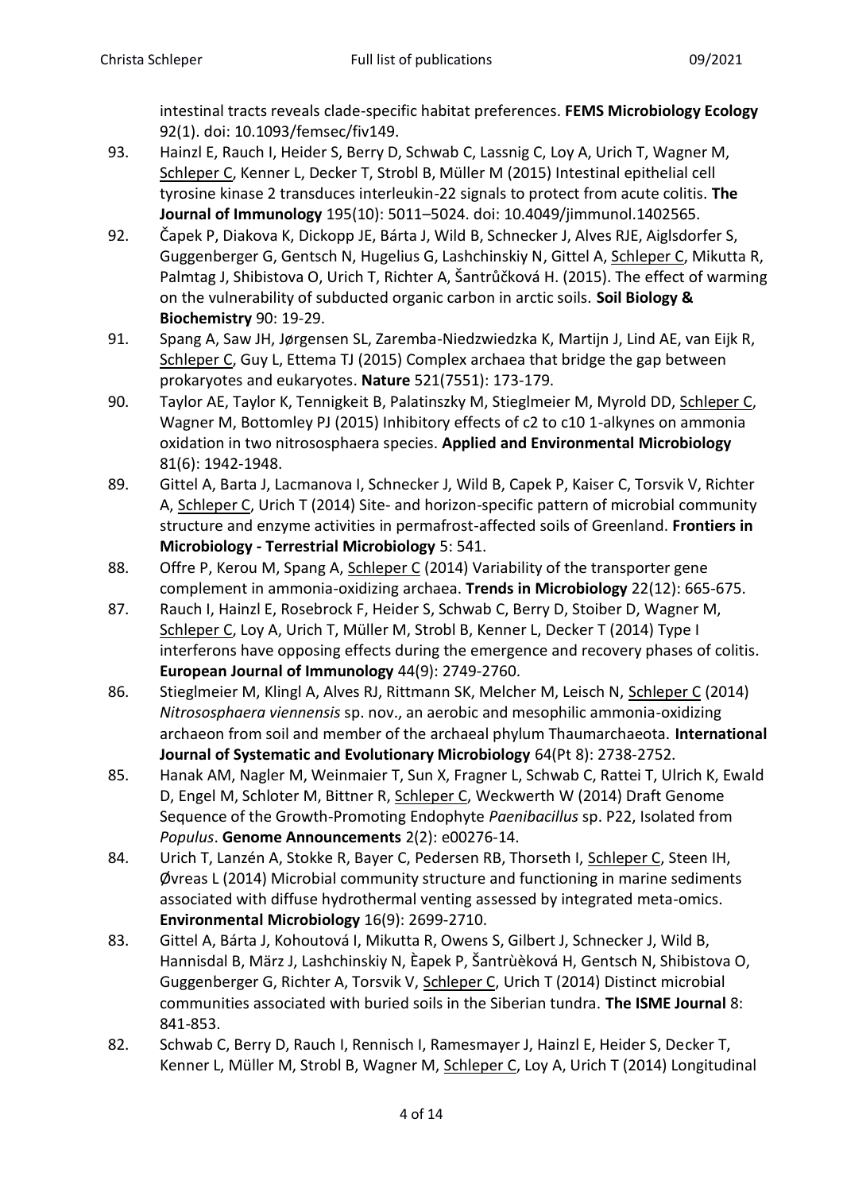intestinal tracts reveals clade-specific habitat preferences. **FEMS Microbiology Ecology** 92(1). doi: 10.1093/femsec/fiv149.

93. Hainzl E, Rauch I, Heider S, Berry D, Schwab C, Lassnig C, Loy A, Urich T, Wagner M, Schleper C, Kenner L, Decker T, Strobl B, Müller M (2015) Intestinal epithelial cell tyrosine kinase 2 transduces interleukin-22 signals to protect from acute colitis. **The Journal of Immunology** 195(10): 5011–5024. doi: 10.4049/jimmunol.1402565.

92. Čapek P, Diakova K, Dickopp JE, Bárta J, Wild B, Schnecker J, Alves RJE, Aiglsdorfer S, Guggenberger G, Gentsch N, Hugelius G, Lashchinskiy N, Gittel A, Schleper C, Mikutta R, Palmtag J, Shibistova O, Urich T, Richter A, Šantrůčková H. (2015). The effect of warming on the vulnerability of subducted organic carbon in arctic soils. **Soil Biology & Biochemistry** 90: 19-29.

91. Spang A, Saw JH, Jørgensen SL, Zaremba-Niedzwiedzka K, Martijn J, Lind AE, van Eijk R, Schleper C, Guy L, Ettema TJ (2015) Complex archaea that bridge the gap between prokaryotes and eukaryotes. **Nature** 521(7551): 173-179.

90. Taylor AE, Taylor K, Tennigkeit B, Palatinszky M, Stieglmeier M, Myrold DD, Schleper C, Wagner M, Bottomley PJ (2015) Inhibitory effects of c2 to c10 1-alkynes on ammonia oxidation in two nitrososphaera species. **Applied and Environmental Microbiology** 81(6): 1942-1948.

89. Gittel A, Barta J, Lacmanova I, Schnecker J, Wild B, Capek P, Kaiser C, Torsvik V, Richter A, Schleper C, Urich T (2014) Site- and horizon-specific pattern of microbial community structure and enzyme activities in permafrost-affected soils of Greenland. **Frontiers in Microbiology - Terrestrial Microbiology** 5: 541.

88. Offre P, Kerou M, Spang A, Schleper C (2014) Variability of the transporter gene complement in ammonia-oxidizing archaea. **Trends in Microbiology** 22(12): 665-675.

87. Rauch I, Hainzl E, Rosebrock F, Heider S, Schwab C, Berry D, Stoiber D, Wagner M, Schleper C, Loy A, Urich T, Müller M, Strobl B, Kenner L, Decker T (2014) Type I interferons have opposing effects during the emergence and recovery phases of colitis. **European Journal of Immunology** 44(9): 2749-2760.

86. Stieglmeier M, Klingl A, Alves RJ, Rittmann SK, Melcher M, Leisch N, Schleper C (2014) *Nitrososphaera viennensis* sp. nov., an aerobic and mesophilic ammonia-oxidizing archaeon from soil and member of the archaeal phylum Thaumarchaeota. **International Journal of Systematic and Evolutionary Microbiology** 64(Pt 8): 2738-2752.

85. Hanak AM, Nagler M, Weinmaier T, Sun X, Fragner L, Schwab C, Rattei T, Ulrich K, Ewald D, Engel M, Schloter M, Bittner R, Schleper C, Weckwerth W (2014) Draft Genome Sequence of the Growth-Promoting Endophyte *Paenibacillus* sp. P22, Isolated from *Populus*. **Genome Announcements** 2(2): e00276-14.

84. Urich T, Lanzén A, Stokke R, Bayer C, Pedersen RB, Thorseth I, Schleper C, Steen IH, Øvreas L (2014) Microbial community structure and functioning in marine sediments associated with diffuse hydrothermal venting assessed by integrated meta-omics. **Environmental Microbiology** 16(9): 2699-2710.

83. Gittel A, Bárta J, Kohoutová I, Mikutta R, Owens S, Gilbert J, Schnecker J, Wild B, Hannisdal B, März J, Lashchinskiy N, Èapek P, Šantrùèková H, Gentsch N, Shibistova O, Guggenberger G, Richter A, Torsvik V, Schleper C, Urich T (2014) Distinct microbial communities associated with buried soils in the Siberian tundra. **The ISME Journal** 8: 841-853.

82. Schwab C, Berry D, Rauch I, Rennisch I, Ramesmayer J, Hainzl E, Heider S, Decker T, Kenner L, Müller M, Strobl B, Wagner M, Schleper C, Loy A, Urich T (2014) Longitudinal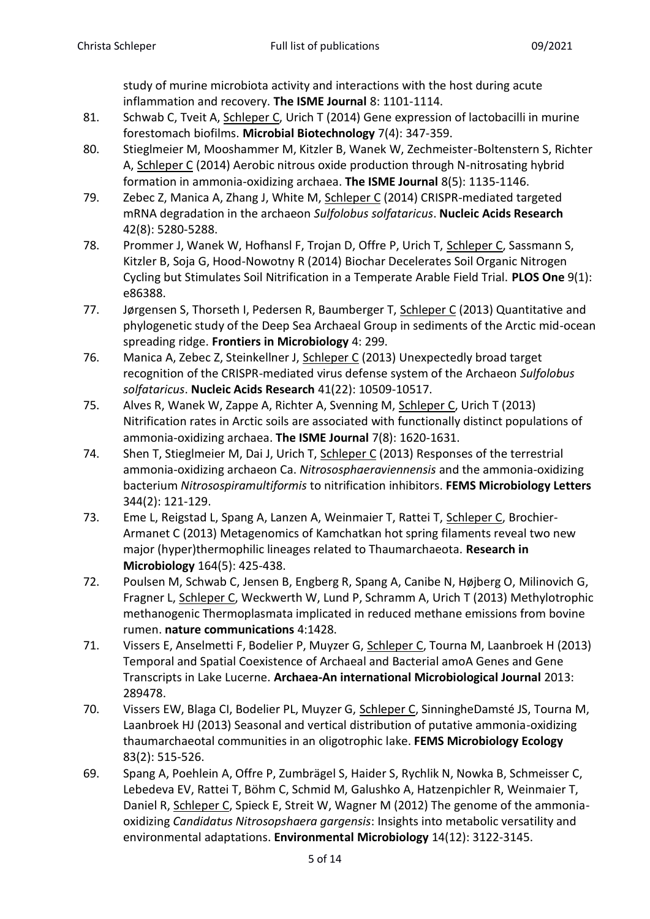study of murine microbiota activity and interactions with the host during acute inflammation and recovery. **The ISME Journal** 8: 1101-1114.

81. Schwab C, Tveit A, Schleper C, Urich T (2014) Gene expression of lactobacilli in murine forestomach biofilms. **Microbial Biotechnology** 7(4): 347-359.
80. Stieglmeier M, Mooshammer M, Kitzler B, Wanek W, Zechmeister-Boltenstern S, Richter A, Schleper C (2014) Aerobic nitrous oxide production through N-nitrosating hybrid formation in ammonia-oxidizing archaea. **The ISME Journal** 8(5): 1135-1146.
79. Zebec Z, Manica A, Zhang J, White M, Schleper C (2014) CRISPR-mediated targeted mRNA degradation in the archaeon *Sulfolobus solfataricus*. **Nucleic Acids Research** 42(8): 5280-5288.
78. Prommer J, Wanek W, Hofhansl F, Trojan D, Offre P, Urich T, Schleper C, Sassmann S, Kitzler B, Soja G, Hood-Nowotny R (2014) Biochar Decelerates Soil Organic Nitrogen Cycling but Stimulates Soil Nitrification in a Temperate Arable Field Trial. **PLOS One** 9(1): e86388.
77. Jørgensen S, Thorseth I, Pedersen R, Baumberger T, Schleper C (2013) Quantitative and phylogenetic study of the Deep Sea Archaeal Group in sediments of the Arctic mid-ocean spreading ridge. **Frontiers in Microbiology** 4: 299.
76. Manica A, Zebec Z, Steinkellner J, Schleper C (2013) Unexpectedly broad target recognition of the CRISPR-mediated virus defense system of the Archaeon *Sulfolobus solfataricus*. **Nucleic Acids Research** 41(22): 10509-10517.
75. Alves R, Wanek W, Zappe A, Richter A, Svenning M, Schleper C, Urich T (2013) Nitrification rates in Arctic soils are associated with functionally distinct populations of ammonia-oxidizing archaea. **The ISME Journal** 7(8): 1620-1631.
74. Shen T, Stieglmeier M, Dai J, Urich T, Schleper C (2013) Responses of the terrestrial ammonia-oxidizing archaeon Ca. *Nitrososphaeraviennensis* and the ammonia-oxidizing bacterium *Nitrosospiramultiformis* to nitrification inhibitors. **FEMS Microbiology Letters** 344(2): 121-129.
73. Eme L, Reigstad L, Spang A, Lanzen A, Weinmaier T, Rattei T, Schleper C, Brochier-Armanet C (2013) Metagenomics of Kamchatkan hot spring filaments reveal two new major (hyper)thermophilic lineages related to Thaumarchaeota. **Research in Microbiology** 164(5): 425-438.
72. Poulsen M, Schwab C, Jensen B, Engberg R, Spang A, Canibe N, Højberg O, Milinovich G, Fragner L, Schleper C, Weckwerth W, Lund P, Schramm A, Urich T (2013) Methylotrophic methanogenic Thermoplasmata implicated in reduced methane emissions from bovine rumen. **nature communications** 4:1428.
71. Vissers E, Anselmetti F, Bodelier P, Muyzer G, Schleper C, Tourna M, Laanbroek H (2013) Temporal and Spatial Coexistence of Archaeal and Bacterial amoA Genes and Gene Transcripts in Lake Lucerne. **Archaea-An international Microbiological Journal** 2013: 289478.
70. Vissers EW, Blaga CI, Bodelier PL, Muyzer G, Schleper C, SinningheDamsté JS, Tourna M, Laanbroek HJ (2013) Seasonal and vertical distribution of putative ammonia-oxidizing thaumarchaeotal communities in an oligotrophic lake. **FEMS Microbiology Ecology** 83(2): 515-526.
69. Spang A, Poehlein A, Offre P, Zumbrägel S, Haider S, Rychlik N, Nowka B, Schmeisser C, Lebedeva EV, Rattei T, Böhm C, Schmid M, Galushko A, Hatzenpichler R, Weinmaier T, Daniel R, Schleper C, Spieck E, Streit W, Wagner M (2012) The genome of the ammonia-oxidizing *Candidatus Nitrosopshaera gargensis*: Insights into metabolic versatility and environmental adaptations. **Environmental Microbiology** 14(12): 3122-3145.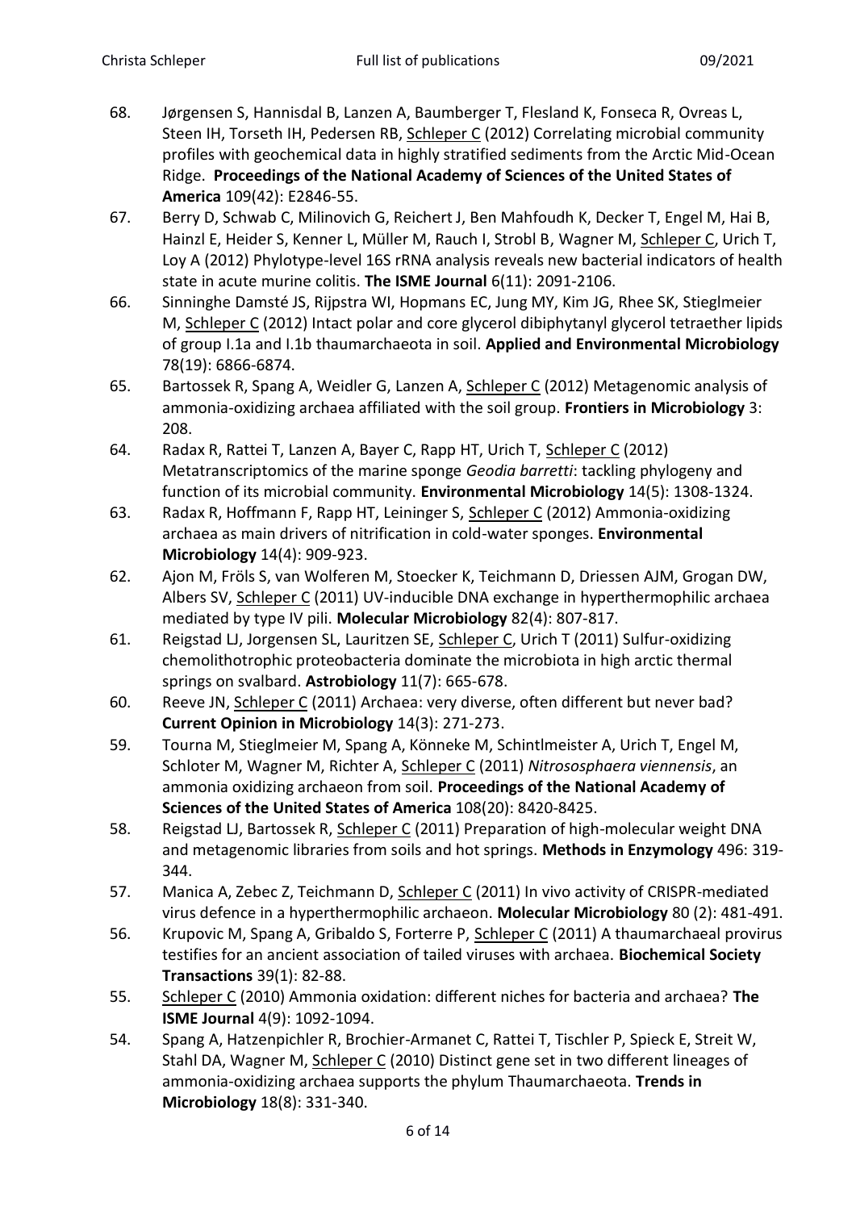68. Jørgensen S, Hannisdal B, Lanzen A, Baumberger T, Flesland K, Fonseca R, Ovreas L, Steen IH, Torseth IH, Pedersen RB, Schleper C (2012) Correlating microbial community profiles with geochemical data in highly stratified sediments from the Arctic Mid-Ocean Ridge. **Proceedings of the National Academy of Sciences of the United States of America** 109(42): E2846-55.
67. Berry D, Schwab C, Milinovich G, Reichert J, Ben Mahfoudh K, Decker T, Engel M, Hai B, Hainzl E, Heider S, Kenner L, Müller M, Rauch I, Strobl B, Wagner M, Schleper C, Urich T, Loy A (2012) Phylotype-level 16S rRNA analysis reveals new bacterial indicators of health state in acute murine colitis. **The ISME Journal** 6(11): 2091-2106.
66. Sinninghe Damsté JS, Rijpstra WI, Hopmans EC, Jung MY, Kim JG, Rhee SK, Stieglmeier M, Schleper C (2012) Intact polar and core glycerol dibiphytanyl glycerol tetraether lipids of group I.1a and I.1b thaumarchaeota in soil. **Applied and Environmental Microbiology** 78(19): 6866-6874.
65. Bartossek R, Spang A, Weidler G, Lanzen A, Schleper C (2012) Metagenomic analysis of ammonia-oxidizing archaea affiliated with the soil group. **Frontiers in Microbiology** 3: 208.
64. Radax R, Rattei T, Lanzen A, Bayer C, Rapp HT, Urich T, Schleper C (2012) Metatranscriptomics of the marine sponge *Geodia barretti*: tackling phylogeny and function of its microbial community. **Environmental Microbiology** 14(5): 1308-1324.
63. Radax R, Hoffmann F, Rapp HT, Leininger S, Schleper C (2012) Ammonia-oxidizing archaea as main drivers of nitrification in cold-water sponges. **Environmental Microbiology** 14(4): 909-923.
62. Ajon M, Fröls S, van Wolferen M, Stoecker K, Teichmann D, Driessen AJM, Grogan DW, Albers SV, Schleper C (2011) UV-inducible DNA exchange in hyperthermophilic archaea mediated by type IV pili. **Molecular Microbiology** 82(4): 807-817.
61. Reigstad LJ, Jorgensen SL, Lauritzen SE, Schleper C, Urich T (2011) Sulfur-oxidizing chemolithotrophic proteobacteria dominate the microbiota in high arctic thermal springs on svalbard. **Astrobiology** 11(7): 665-678.
60. Reeve JN, Schleper C (2011) Archaea: very diverse, often different but never bad? **Current Opinion in Microbiology** 14(3): 271-273.
59. Tourna M, Stieglmeier M, Spang A, Könneke M, Schintlmeister A, Urich T, Engel M, Schloter M, Wagner M, Richter A, Schleper C (2011) *Nitrososphaera viennensis*, an ammonia oxidizing archaeon from soil. **Proceedings of the National Academy of Sciences of the United States of America** 108(20): 8420-8425.
58. Reigstad LJ, Bartossek R, Schleper C (2011) Preparation of high-molecular weight DNA and metagenomic libraries from soils and hot springs. **Methods in Enzymology** 496: 319-344.
57. Manica A, Zebec Z, Teichmann D, Schleper C (2011) In vivo activity of CRISPR-mediated virus defence in a hyperthermophilic archaeon. **Molecular Microbiology** 80 (2): 481-491.
56. Krupovic M, Spang A, Gribaldo S, Forterre P, Schleper C (2011) A thaumarchaeal provirus testifies for an ancient association of tailed viruses with archaea. **Biochemical Society Transactions** 39(1): 82-88.
55. Schleper C (2010) Ammonia oxidation: different niches for bacteria and archaea? **The ISME Journal** 4(9): 1092-1094.
54. Spang A, Hatzenpichler R, Brochier-Armanet C, Rattei T, Tischler P, Spieck E, Streit W, Stahl DA, Wagner M, Schleper C (2010) Distinct gene set in two different lineages of ammonia-oxidizing archaea supports the phylum Thaumarchaeota. **Trends in Microbiology** 18(8): 331-340.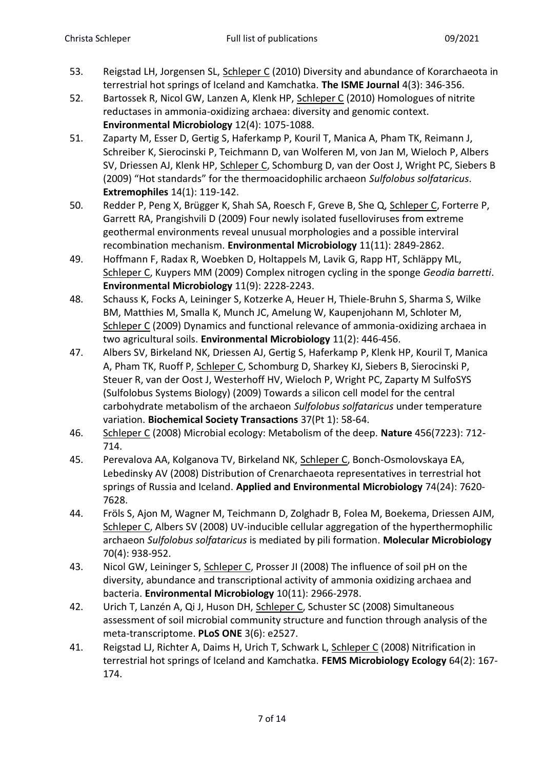53. Reigstad LH, Jorgensen SL, Schleper C (2010) Diversity and abundance of Korarchaeota in terrestrial hot springs of Iceland and Kamchatka. **The ISME Journal** 4(3): 346-356.
52. Bartossek R, Nicol GW, Lanzen A, Klenk HP, Schleper C (2010) Homologues of nitrite reductases in ammonia-oxidizing archaea: diversity and genomic context. **Environmental Microbiology** 12(4): 1075-1088.
51. Zaparty M, Esser D, Gertig S, Haferkamp P, Kouril T, Manica A, Pham TK, Reimann J, Schreiber K, Sierocinski P, Teichmann D, van Wolferen M, von Jan M, Wieloch P, Albers SV, Driessen AJ, Klenk HP, Schleper C, Schomburg D, van der Oost J, Wright PC, Siebers B (2009) "Hot standards" for the thermoacidophilic archaeon *Sulfolobus solfataricus*. **Extremophiles** 14(1): 119-142.
50. Redder P, Peng X, Brügger K, Shah SA, Roesch F, Greve B, She Q, Schleper C, Forterre P, Garrett RA, Prangishvili D (2009) Four newly isolated fuselloviruses from extreme geothermal environments reveal unusual morphologies and a possible interviral recombination mechanism. **Environmental Microbiology** 11(11): 2849-2862.
49. Hoffmann F, Radax R, Woebken D, Holtappels M, Lavik G, Rapp HT, Schläppy ML, Schleper C, Kuypers MM (2009) Complex nitrogen cycling in the sponge *Geodia barretti*. **Environmental Microbiology** 11(9): 2228-2243.
48. Schauss K, Focks A, Leininger S, Kotzerke A, Heuer H, Thiele-Bruhn S, Sharma S, Wilke BM, Matthies M, Smalla K, Munch JC, Amelung W, Kaupenjohann M, Schloter M, Schleper C (2009) Dynamics and functional relevance of ammonia-oxidizing archaea in two agricultural soils. **Environmental Microbiology** 11(2): 446-456.
47. Albers SV, Birkeland NK, Driessen AJ, Gertig S, Haferkamp P, Klenk HP, Kouril T, Manica A, Pham TK, Ruoff P, Schleper C, Schomburg D, Sharkey KJ, Siebers B, Sierocinski P, Steuer R, van der Oost J, Westerhoff HV, Wieloch P, Wright PC, Zaparty M SulfoSYS (Sulfolobus Systems Biology) (2009) Towards a silicon cell model for the central carbohydrate metabolism of the archaeon *Sulfolobus solfataricus* under temperature variation. **Biochemical Society Transactions** 37(Pt 1): 58-64.
46. Schleper C (2008) Microbial ecology: Metabolism of the deep. **Nature** 456(7223): 712-714.
45. Perevalova AA, Kolganova TV, Birkeland NK, Schleper C, Bonch-Osmolovskaya EA, Lebedinsky AV (2008) Distribution of Crenarchaeota representatives in terrestrial hot springs of Russia and Iceland. **Applied and Environmental Microbiology** 74(24): 7620-7628.
44. Fröls S, Ajon M, Wagner M, Teichmann D, Zolghadr B, Folea M, Boekema, Driessen AJM, Schleper C, Albers SV (2008) UV-inducible cellular aggregation of the hyperthermophilic archaeon *Sulfolobus solfataricus* is mediated by pili formation. **Molecular Microbiology** 70(4): 938-952.
43. Nicol GW, Leininger S, Schleper C, Prosser JI (2008) The influence of soil pH on the diversity, abundance and transcriptional activity of ammonia oxidizing archaea and bacteria. **Environmental Microbiology** 10(11): 2966-2978.
42. Urich T, Lanzén A, Qi J, Huson DH, Schleper C, Schuster SC (2008) Simultaneous assessment of soil microbial community structure and function through analysis of the meta-transcriptome. **PLoS ONE** 3(6): e2527.
41. Reigstad LJ, Richter A, Daims H, Urich T, Schwark L, Schleper C (2008) Nitrification in terrestrial hot springs of Iceland and Kamchatka. **FEMS Microbiology Ecology** 64(2): 167-174.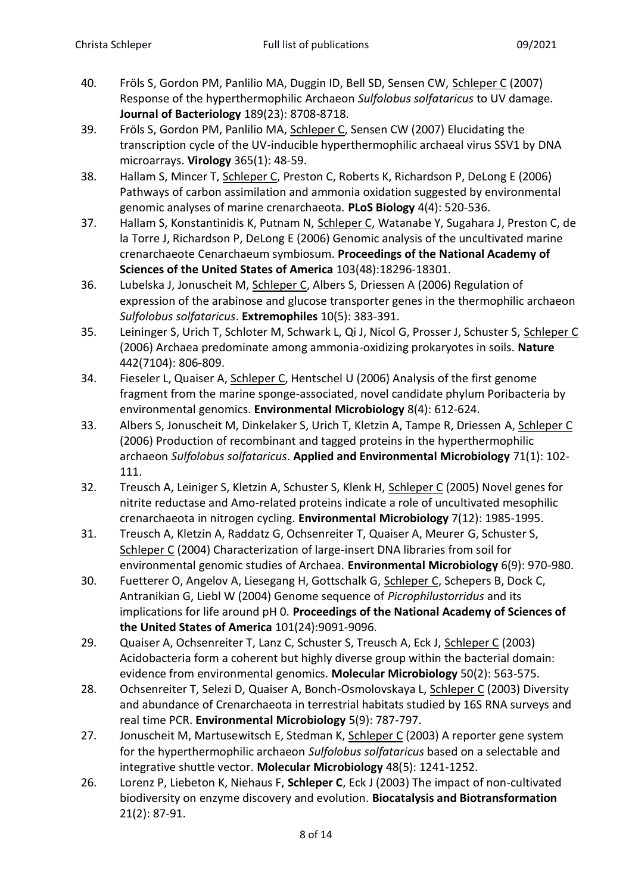40. Fröls S, Gordon PM, Panlilio MA, Duggin ID, Bell SD, Sensen CW, Schleper C (2007) Response of the hyperthermophilic Archaeon *Sulfolobus solfataricus* to UV damage. **Journal of Bacteriology** 189(23): 8708-8718.
39. Fröls S, Gordon PM, Panlilio MA, Schleper C, Sensen CW (2007) Elucidating the transcription cycle of the UV-inducible hyperthermophilic archaeal virus SSV1 by DNA microarrays. **Virology** 365(1): 48-59.
38. Hallam S, Mincer T, Schleper C, Preston C, Roberts K, Richardson P, DeLong E (2006) Pathways of carbon assimilation and ammonia oxidation suggested by environmental genomic analyses of marine crenarchaeota. **PLoS Biology** 4(4): 520-536.
37. Hallam S, Konstantinidis K, Putnam N, Schleper C, Watanabe Y, Sugahara J, Preston C, de la Torre J, Richardson P, DeLong E (2006) Genomic analysis of the uncultivated marine crenarchaeote Cenarchaeum symbiosum. **Proceedings of the National Academy of Sciences of the United States of America** 103(48):18296-18301.
36. Lubelska J, Jonuscheit M, Schleper C, Albers S, Driessen A (2006) Regulation of expression of the arabinose and glucose transporter genes in the thermophilic archaeon *Sulfolobus solfataricus*. **Extremophiles** 10(5): 383-391.
35. Leininger S, Urich T, Schloter M, Schwark L, Qi J, Nicol G, Prosser J, Schuster S, Schleper C (2006) Archaea predominate among ammonia-oxidizing prokaryotes in soils. **Nature** 442(7104): 806-809.
34. Fieseler L, Quaiser A, Schleper C, Hentschel U (2006) Analysis of the first genome fragment from the marine sponge-associated, novel candidate phylum Poribacteria by environmental genomics. **Environmental Microbiology** 8(4): 612-624.
33. Albers S, Jonuscheit M, Dinkelaker S, Urich T, Kletzin A, Tampe R, Driessen A, Schleper C (2006) Production of recombinant and tagged proteins in the hyperthermophilic archaeon *Sulfolobus solfataricus*. **Applied and Environmental Microbiology** 71(1): 102-111.
32. Treusch A, Leiniger S, Kletzin A, Schuster S, Klenk H, Schleper C (2005) Novel genes for nitrite reductase and Amo-related proteins indicate a role of uncultivated mesophilic crenarchaeota in nitrogen cycling. **Environmental Microbiology** 7(12): 1985-1995.
31. Treusch A, Kletzin A, Raddatz G, Ochsenreiter T, Quaiser A, Meurer G, Schuster S, Schleper C (2004) Characterization of large-insert DNA libraries from soil for environmental genomic studies of Archaea. **Environmental Microbiology** 6(9): 970-980.
30. Fuetterer O, Angelov A, Liesegang H, Gottschalk G, Schleper C, Schepers B, Dock C, Antranikian G, Liebl W (2004) Genome sequence of *Picrophilustorridus* and its implications for life around pH 0. **Proceedings of the National Academy of Sciences of the United States of America** 101(24):9091-9096.
29. Quaiser A, Ochsenreiter T, Lanz C, Schuster S, Treusch A, Eck J, Schleper C (2003) Acidobacteria form a coherent but highly diverse group within the bacterial domain: evidence from environmental genomics. **Molecular Microbiology** 50(2): 563-575.
28. Ochsenreiter T, Selezi D, Quaiser A, Bonch-Osmolovskaya L, Schleper C (2003) Diversity and abundance of Crenarchaeota in terrestrial habitats studied by 16S RNA surveys and real time PCR. **Environmental Microbiology** 5(9): 787-797.
27. Jonuscheit M, Martusewitsch E, Stedman K, Schleper C (2003) A reporter gene system for the hyperthermophilic archaeon *Sulfolobus solfataricus* based on a selectable and integrative shuttle vector. **Molecular Microbiology** 48(5): 1241-1252.
26. Lorenz P, Liebeton K, Niehaus F, **Schleper C**, Eck J (2003) The impact of non-cultivated biodiversity on enzyme discovery and evolution. **Biocatalysis and Biotransformation** 21(2): 87-91.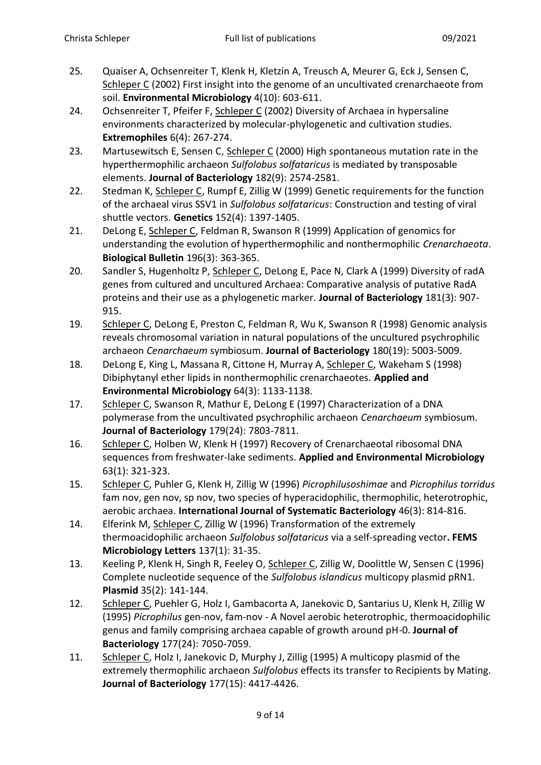25. Quaiser A, Ochsenreiter T, Klenk H, Kletzin A, Treusch A, Meurer G, Eck J, Sensen C, Schleper C (2002) First insight into the genome of an uncultivated crenarchaeote from soil. **Environmental Microbiology** 4(10): 603-611.
24. Ochsenreiter T, Pfeifer F, Schleper C (2002) Diversity of Archaea in hypersaline environments characterized by molecular-phylogenetic and cultivation studies. **Extremophiles** 6(4): 267-274.
23. Martusewitsch E, Sensen C, Schleper C (2000) High spontaneous mutation rate in the hyperthermophilic archaeon *Sulfolobus solfataricus* is mediated by transposable elements. **Journal of Bacteriology** 182(9): 2574-2581.
22. Stedman K, Schleper C, Rumpf E, Zillig W (1999) Genetic requirements for the function of the archaeal virus SSV1 in *Sulfolobus solfataricus*: Construction and testing of viral shuttle vectors. **Genetics** 152(4): 1397-1405.
21. DeLong E, Schleper C, Feldman R, Swanson R (1999) Application of genomics for understanding the evolution of hyperthermophilic and nonthermophilic *Crenarchaeota*. **Biological Bulletin** 196(3): 363-365.
20. Sandler S, Hugenholtz P, Schleper C, DeLong E, Pace N, Clark A (1999) Diversity of radA genes from cultured and uncultured Archaea: Comparative analysis of putative RadA proteins and their use as a phylogenetic marker. **Journal of Bacteriology** 181(3): 907-915.
19. Schleper C, DeLong E, Preston C, Feldman R, Wu K, Swanson R (1998) Genomic analysis reveals chromosomal variation in natural populations of the uncultured psychrophilic archaeon *Cenarchaeum* symbiosum. **Journal of Bacteriology** 180(19): 5003-5009.
18. DeLong E, King L, Massana R, Cittone H, Murray A, Schleper C, Wakeham S (1998) Dibiphytanyl ether lipids in nonthermophilic crenarchaeotes. **Applied and Environmental Microbiology** 64(3): 1133-1138.
17. Schleper C, Swanson R, Mathur E, DeLong E (1997) Characterization of a DNA polymerase from the uncultivated psychrophilic archaeon *Cenarchaeum* symbiosum. **Journal of Bacteriology** 179(24): 7803-7811.
16. Schleper C, Holben W, Klenk H (1997) Recovery of Crenarchaeotal ribosomal DNA sequences from freshwater-lake sediments. **Applied and Environmental Microbiology** 63(1): 321-323.
15. Schleper C, Puhler G, Klenk H, Zillig W (1996) *Picrophilusoshimae* and *Picrophilus torridus* fam nov, gen nov, sp nov, two species of hyperacidophilic, thermophilic, heterotrophic, aerobic archaea. **International Journal of Systematic Bacteriology** 46(3): 814-816.
14. Elferink M, Schleper C, Zillig W (1996) Transformation of the extremely thermoacidophilic archaeon *Sulfolobus solfataricus* via a self-spreading vector**. FEMS Microbiology Letters** 137(1): 31-35.
13. Keeling P, Klenk H, Singh R, Feeley O, Schleper C, Zillig W, Doolittle W, Sensen C (1996) Complete nucleotide sequence of the *Sulfolobus islandicus* multicopy plasmid pRN1. **Plasmid** 35(2): 141-144.
12. Schleper C, Puehler G, Holz I, Gambacorta A, Janekovic D, Santarius U, Klenk H, Zillig W (1995) *Picrophilus* gen-nov, fam-nov - A Novel aerobic heterotrophic, thermoacidophilic genus and family comprising archaea capable of growth around pH-0. **Journal of Bacteriology** 177(24): 7050-7059.
11. Schleper C, Holz I, Janekovic D, Murphy J, Zillig (1995) A multicopy plasmid of the extremely thermophilic archaeon *Sulfolobus* effects its transfer to Recipients by Mating. **Journal of Bacteriology** 177(15): 4417-4426.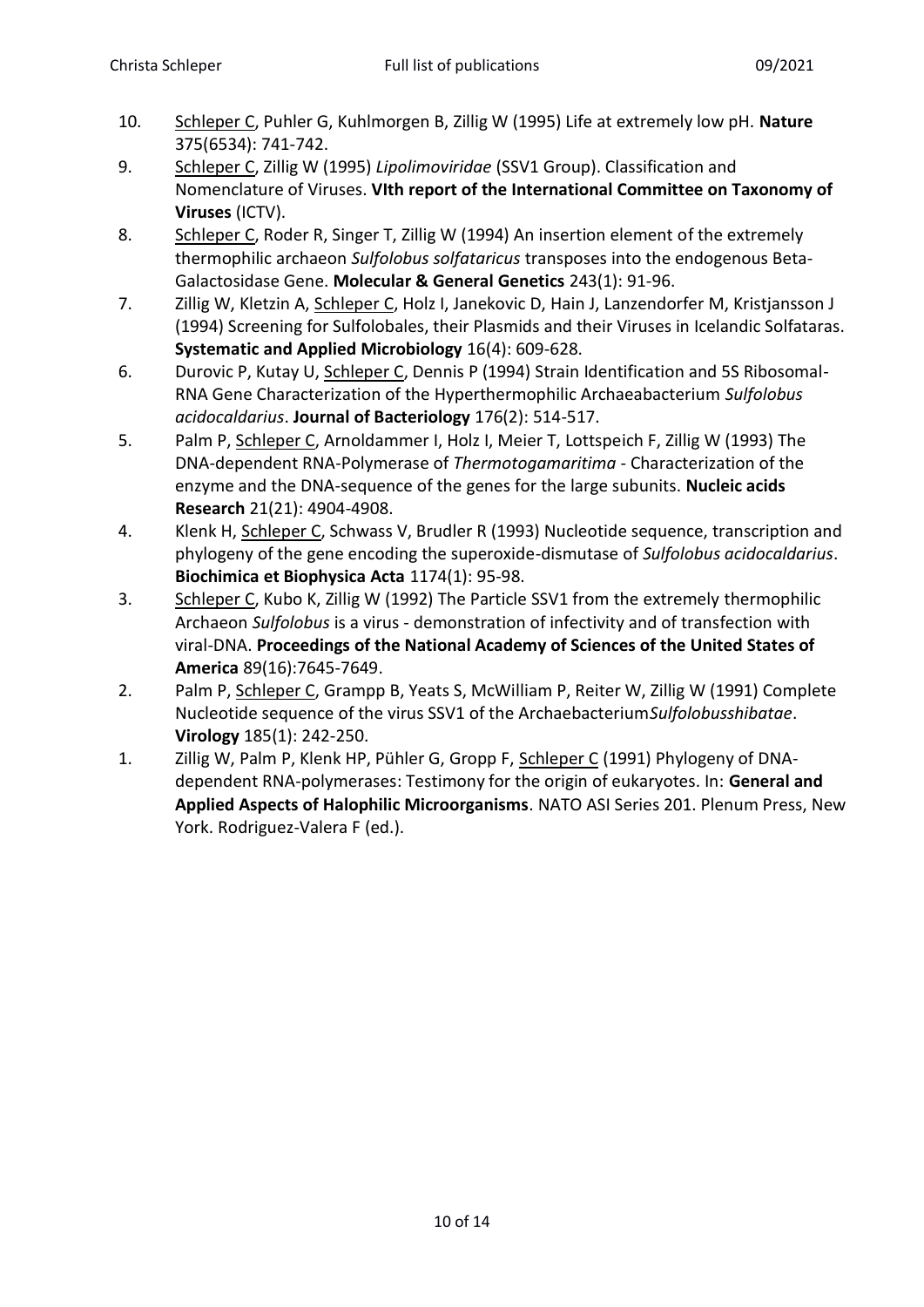10. Schleper C, Puhler G, Kuhlmorgen B, Zillig W (1995) Life at extremely low pH. **Nature** 375(6534): 741-742.
9. Schleper C, Zillig W (1995) *Lipolimoviridae* (SSV1 Group). Classification and Nomenclature of Viruses. **VIth report of the International Committee on Taxonomy of Viruses** (ICTV).
8. Schleper C, Roder R, Singer T, Zillig W (1994) An insertion element of the extremely thermophilic archaeon *Sulfolobus solfataricus* transposes into the endogenous Beta-Galactosidase Gene. **Molecular & General Genetics** 243(1): 91-96.
7. Zillig W, Kletzin A, Schleper C, Holz I, Janekovic D, Hain J, Lanzendorfer M, Kristjansson J (1994) Screening for Sulfolobales, their Plasmids and their Viruses in Icelandic Solfataras. **Systematic and Applied Microbiology** 16(4): 609-628.
6. Durovic P, Kutay U, Schleper C, Dennis P (1994) Strain Identification and 5S Ribosomal-RNA Gene Characterization of the Hyperthermophilic Archaeabacterium *Sulfolobus acidocaldarius*. **Journal of Bacteriology** 176(2): 514-517.
5. Palm P, Schleper C, Arnoldammer I, Holz I, Meier T, Lottspeich F, Zillig W (1993) The DNA-dependent RNA-Polymerase of *Thermotogamaritima* - Characterization of the enzyme and the DNA-sequence of the genes for the large subunits. **Nucleic acids Research** 21(21): 4904-4908.
4. Klenk H, Schleper C, Schwass V, Brudler R (1993) Nucleotide sequence, transcription and phylogeny of the gene encoding the superoxide-dismutase of *Sulfolobus acidocaldarius*. **Biochimica et Biophysica Acta** 1174(1): 95-98.
3. Schleper C, Kubo K, Zillig W (1992) The Particle SSV1 from the extremely thermophilic Archaeon *Sulfolobus* is a virus - demonstration of infectivity and of transfection with viral-DNA. **Proceedings of the National Academy of Sciences of the United States of America** 89(16):7645-7649.
2. Palm P, Schleper C, Grampp B, Yeats S, McWilliam P, Reiter W, Zillig W (1991) Complete Nucleotide sequence of the virus SSV1 of the Archaebacterium*Sulfolobusshibatae*. **Virology** 185(1): 242-250.
1. Zillig W, Palm P, Klenk HP, Pühler G, Gropp F, Schleper C (1991) Phylogeny of DNA-dependent RNA-polymerases: Testimony for the origin of eukaryotes. In: **General and Applied Aspects of Halophilic Microorganisms**. NATO ASI Series 201. Plenum Press, New York. Rodriguez-Valera F (ed.).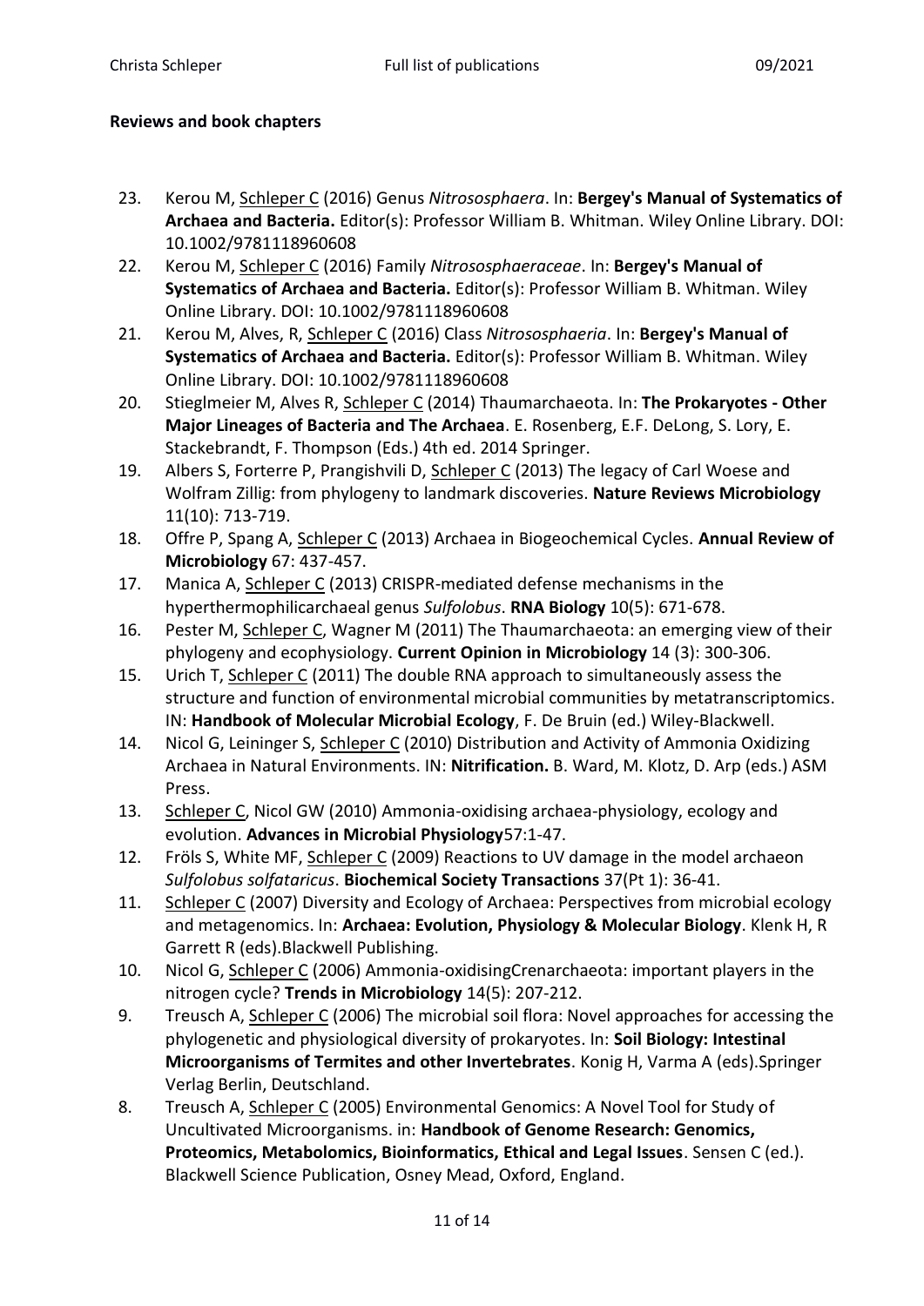**Reviews and book chapters**

23. Kerou M, Schleper C (2016) Genus *Nitrososphaera*. In: **Bergey's Manual of Systematics of Archaea and Bacteria.** Editor(s): Professor William B. Whitman. Wiley Online Library. DOI: 10.1002/9781118960608
22. Kerou M, Schleper C (2016) Family *Nitrososphaeraceae*. In: **Bergey's Manual of Systematics of Archaea and Bacteria.** Editor(s): Professor William B. Whitman. Wiley Online Library. DOI: 10.1002/9781118960608
21. Kerou M, Alves, R, Schleper C (2016) Class *Nitrososphaeria*. In: **Bergey's Manual of Systematics of Archaea and Bacteria.** Editor(s): Professor William B. Whitman. Wiley Online Library. DOI: 10.1002/9781118960608
20. Stieglmeier M, Alves R, Schleper C (2014) Thaumarchaeota. In: **The Prokaryotes - Other Major Lineages of Bacteria and The Archaea**. E. Rosenberg, E.F. DeLong, S. Lory, E. Stackebrandt, F. Thompson (Eds.) 4th ed. 2014 Springer.
19. Albers S, Forterre P, Prangishvili D, Schleper C (2013) The legacy of Carl Woese and Wolfram Zillig: from phylogeny to landmark discoveries. **Nature Reviews Microbiology** 11(10): 713-719.
18. Offre P, Spang A, Schleper C (2013) Archaea in Biogeochemical Cycles. **Annual Review of Microbiology** 67: 437-457.
17. Manica A, Schleper C (2013) CRISPR-mediated defense mechanisms in the hyperthermophilicarchaeal genus *Sulfolobus*. **RNA Biology** 10(5): 671-678.
16. Pester M, Schleper C, Wagner M (2011) The Thaumarchaeota: an emerging view of their phylogeny and ecophysiology. **Current Opinion in Microbiology** 14 (3): 300-306.
15. Urich T, Schleper C (2011) The double RNA approach to simultaneously assess the structure and function of environmental microbial communities by metatranscriptomics. IN: **Handbook of Molecular Microbial Ecology**, F. De Bruin (ed.) Wiley-Blackwell.
14. Nicol G, Leininger S, Schleper C (2010) Distribution and Activity of Ammonia Oxidizing Archaea in Natural Environments. IN: **Nitrification.** B. Ward, M. Klotz, D. Arp (eds.) ASM Press.
13. Schleper C, Nicol GW (2010) Ammonia-oxidising archaea-physiology, ecology and evolution. **Advances in Microbial Physiology**57:1-47.
12. Fröls S, White MF, Schleper C (2009) Reactions to UV damage in the model archaeon *Sulfolobus solfataricus*. **Biochemical Society Transactions** 37(Pt 1): 36-41.
11. Schleper C (2007) Diversity and Ecology of Archaea: Perspectives from microbial ecology and metagenomics. In: **Archaea: Evolution, Physiology & Molecular Biology**. Klenk H, R Garrett R (eds).Blackwell Publishing.
10. Nicol G, Schleper C (2006) Ammonia-oxidisingCrenarchaeota: important players in the nitrogen cycle? **Trends in Microbiology** 14(5): 207-212.
9. Treusch A, Schleper C (2006) The microbial soil flora: Novel approaches for accessing the phylogenetic and physiological diversity of prokaryotes. In: **Soil Biology: Intestinal Microorganisms of Termites and other Invertebrates**. Konig H, Varma A (eds).Springer Verlag Berlin, Deutschland.
8. Treusch A, Schleper C (2005) Environmental Genomics: A Novel Tool for Study of Uncultivated Microorganisms. in: **Handbook of Genome Research: Genomics, Proteomics, Metabolomics, Bioinformatics, Ethical and Legal Issues**. Sensen C (ed.). Blackwell Science Publication, Osney Mead, Oxford, England.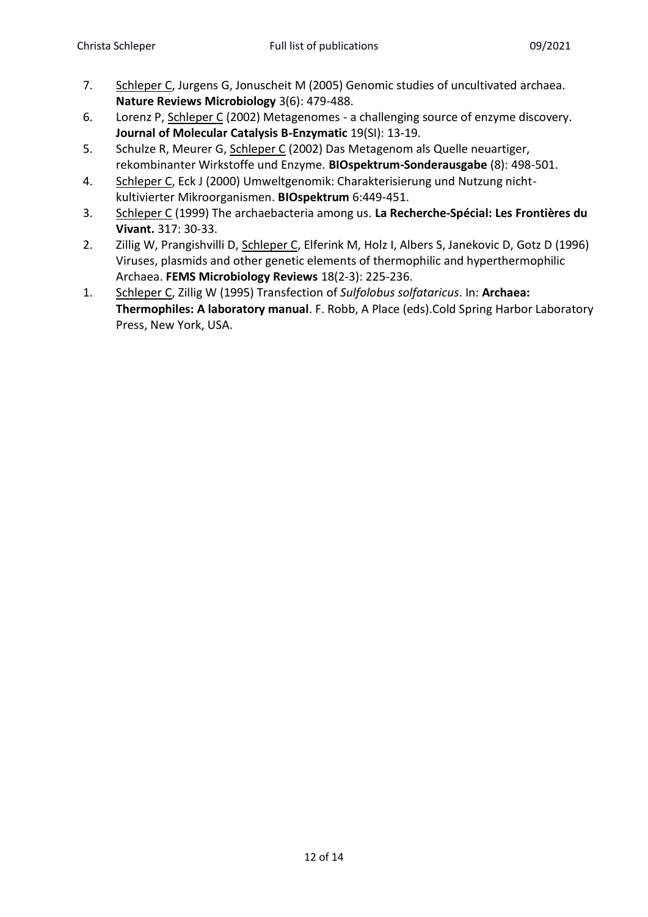7. <u>Schleper C</u>, Jurgens G, Jonuscheit M (2005) Genomic studies of uncultivated archaea. **Nature Reviews Microbiology** 3(6): 479-488.
6. Lorenz P, <u>Schleper C</u> (2002) Metagenomes - a challenging source of enzyme discovery. **Journal of Molecular Catalysis B-Enzymatic** 19(SI): 13-19.
5. Schulze R, Meurer G, <u>Schleper C</u> (2002) Das Metagenom als Quelle neuartiger, rekombinanter Wirkstoffe und Enzyme. **BIOspektrum-Sonderausgabe** (8): 498-501.
4. <u>Schleper C</u>, Eck J (2000) Umweltgenomik: Charakterisierung und Nutzung nicht-kultivierter Mikroorganismen. **BIOspektrum** 6:449-451.
3. <u>Schleper C</u> (1999) The archaebacteria among us. **La Recherche-Spécial: Les Frontières du Vivant.** 317: 30-33.
2. Zillig W, Prangishvilli D, <u>Schleper C</u>, Elferink M, Holz I, Albers S, Janekovic D, Gotz D (1996) Viruses, plasmids and other genetic elements of thermophilic and hyperthermophilic Archaea. **FEMS Microbiology Reviews** 18(2-3): 225-236.
1. <u>Schleper C</u>, Zillig W (1995) Transfection of *Sulfolobus solfataricus*. In: **Archaea: Thermophiles: A laboratory manual**. F. Robb, A Place (eds).Cold Spring Harbor Laboratory Press, New York, USA.